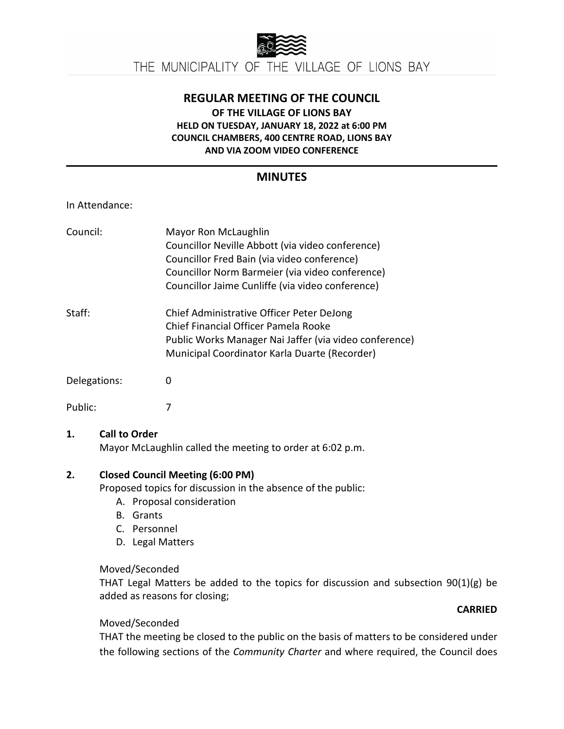THE MUNICIPALITY OF THE VILLAGE OF LIONS BAY

# REGULAR MEETING OF THE COUNCIL

**OF THE VILLAGE OF LIONS BAY**
**HELD ON TUESDAY, JANUARY 18, 2022 at 6:00 PM**
**COUNCIL CHAMBERS, 400 CENTRE ROAD, LIONS BAY**
**AND VIA ZOOM VIDEO CONFERENCE**

## MINUTES

In Attendance:

Council:
Mayor Ron McLaughlin
Councillor Neville Abbott (via video conference)
Councillor Fred Bain (via video conference)
Councillor Norm Barmeier (via video conference)
Councillor Jaime Cunliffe (via video conference)

Staff:
Chief Administrative Officer Peter DeJong
Chief Financial Officer Pamela Rooke
Public Works Manager Nai Jaffer (via video conference)
Municipal Coordinator Karla Duarte (Recorder)

Delegations: 0

Public: 7

**1. Call to Order**

Mayor McLaughlin called the meeting to order at 6:02 p.m.

**2. Closed Council Meeting (6:00 PM)**

Proposed topics for discussion in the absence of the public:

A. Proposal consideration
B. Grants
C. Personnel
D. Legal Matters

Moved/Seconded
THAT Legal Matters be added to the topics for discussion and subsection 90(1)(g) be added as reasons for closing;

**CARRIED**

Moved/Seconded
THAT the meeting be closed to the public on the basis of matters to be considered under the following sections of the *Community Charter* and where required, the Council does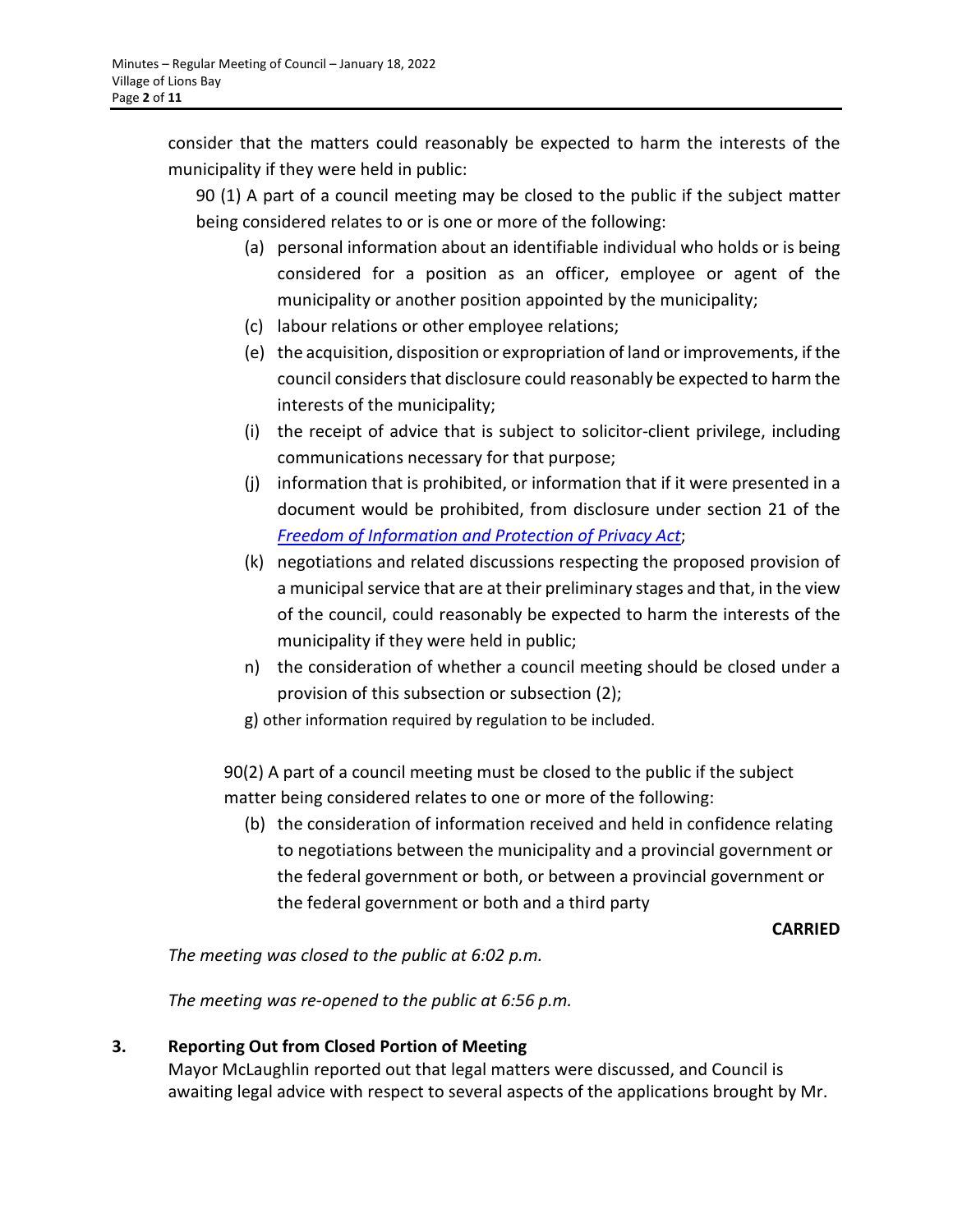consider that the matters could reasonably be expected to harm the interests of the municipality if they were held in public:

90 (1) A part of a council meeting may be closed to the public if the subject matter being considered relates to or is one or more of the following:

- (a) personal information about an identifiable individual who holds or is being considered for a position as an officer, employee or agent of the municipality or another position appointed by the municipality;
- (c) labour relations or other employee relations;
- (e) the acquisition, disposition or expropriation of land or improvements, if the council considers that disclosure could reasonably be expected to harm the interests of the municipality;
- (i) the receipt of advice that is subject to solicitor-client privilege, including communications necessary for that purpose;
- (j) information that is prohibited, or information that if it were presented in a document would be prohibited, from disclosure under section 21 of the *Freedom of Information and Protection of Privacy Act*;
- (k) negotiations and related discussions respecting the proposed provision of a municipal service that are at their preliminary stages and that, in the view of the council, could reasonably be expected to harm the interests of the municipality if they were held in public;
- n) the consideration of whether a council meeting should be closed under a provision of this subsection or subsection (2);
- g) other information required by regulation to be included.

90(2) A part of a council meeting must be closed to the public if the subject matter being considered relates to one or more of the following:

- (b) the consideration of information received and held in confidence relating to negotiations between the municipality and a provincial government or the federal government or both, or between a provincial government or the federal government or both and a third party

**CARRIED**

*The meeting was closed to the public at 6:02 p.m.*

*The meeting was re-opened to the public at 6:56 p.m.*

## 3. Reporting Out from Closed Portion of Meeting

Mayor McLaughlin reported out that legal matters were discussed, and Council is awaiting legal advice with respect to several aspects of the applications brought by Mr.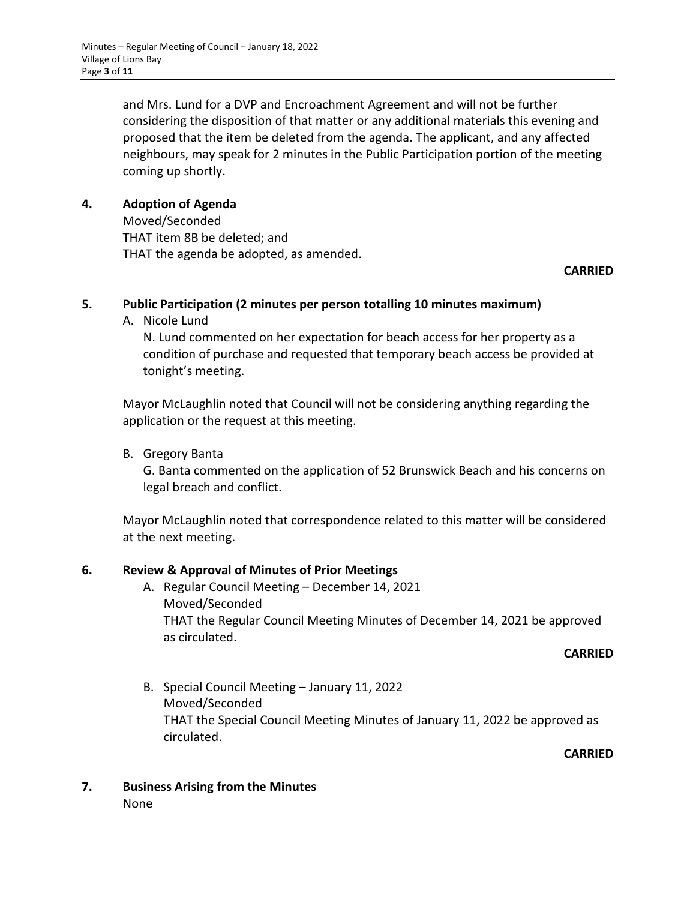and Mrs. Lund for a DVP and Encroachment Agreement and will not be further considering the disposition of that matter or any additional materials this evening and proposed that the item be deleted from the agenda. The applicant, and any affected neighbours, may speak for 2 minutes in the Public Participation portion of the meeting coming up shortly.

**4. Adoption of Agenda**

Moved/Seconded
THAT item 8B be deleted; and
THAT the agenda be adopted, as amended.

**CARRIED**

**5. Public Participation (2 minutes per person totalling 10 minutes maximum)**

A. Nicole Lund

N. Lund commented on her expectation for beach access for her property as a condition of purchase and requested that temporary beach access be provided at tonight's meeting.

Mayor McLaughlin noted that Council will not be considering anything regarding the application or the request at this meeting.

B. Gregory Banta

G. Banta commented on the application of 52 Brunswick Beach and his concerns on legal breach and conflict.

Mayor McLaughlin noted that correspondence related to this matter will be considered at the next meeting.

**6. Review & Approval of Minutes of Prior Meetings**

A. Regular Council Meeting – December 14, 2021
Moved/Seconded
THAT the Regular Council Meeting Minutes of December 14, 2021 be approved as circulated.

**CARRIED**

B. Special Council Meeting – January 11, 2022
Moved/Seconded
THAT the Special Council Meeting Minutes of January 11, 2022 be approved as circulated.

**CARRIED**

**7. Business Arising from the Minutes**

None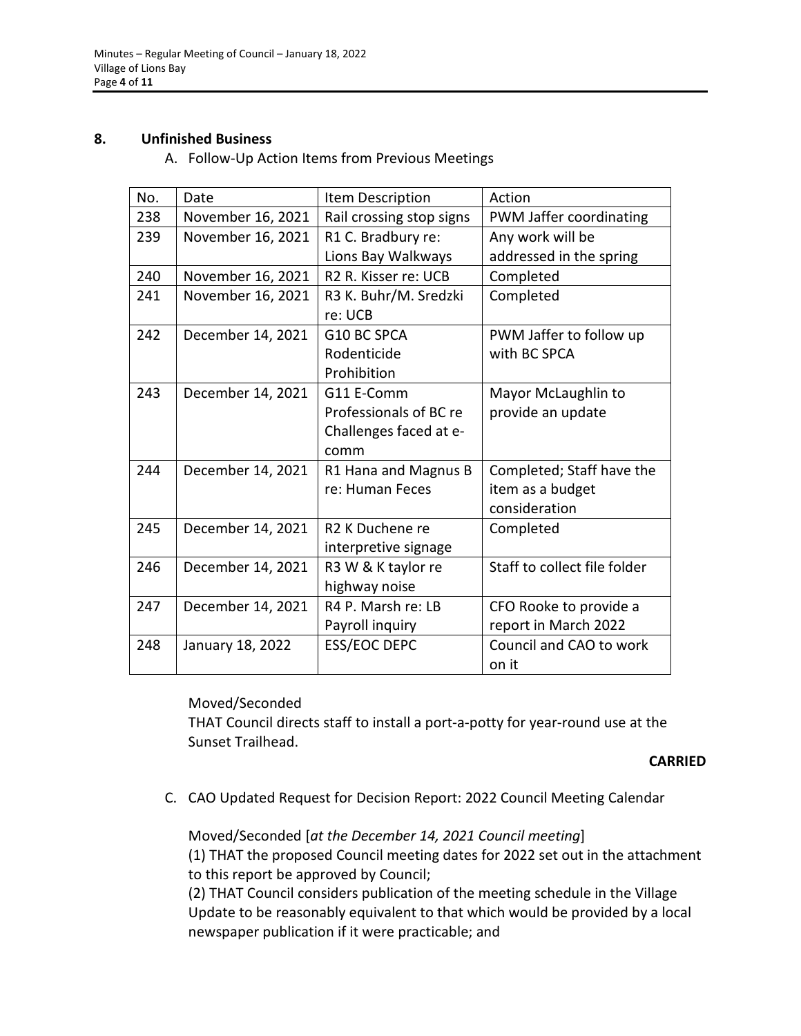## 8. Unfinished Business

A. Follow-Up Action Items from Previous Meetings

| No. | Date | Item Description | Action |
|---|---|---|---|
| 238 | November 16, 2021 | Rail crossing stop signs | PWM Jaffer coordinating |
| 239 | November 16, 2021 | R1 C. Bradbury re: Lions Bay Walkways | Any work will be addressed in the spring |
| 240 | November 16, 2021 | R2 R. Kisser re: UCB | Completed |
| 241 | November 16, 2021 | R3 K. Buhr/M. Sredzki re: UCB | Completed |
| 242 | December 14, 2021 | G10 BC SPCA Rodenticide Prohibition | PWM Jaffer to follow up with BC SPCA |
| 243 | December 14, 2021 | G11 E-Comm Professionals of BC re Challenges faced at e-comm | Mayor McLaughlin to provide an update |
| 244 | December 14, 2021 | R1 Hana and Magnus B re: Human Feces | Completed; Staff have the item as a budget consideration |
| 245 | December 14, 2021 | R2 K Duchene re interpretive signage | Completed |
| 246 | December 14, 2021 | R3 W & K taylor re highway noise | Staff to collect file folder |
| 247 | December 14, 2021 | R4 P. Marsh re: LB Payroll inquiry | CFO Rooke to provide a report in March 2022 |
| 248 | January 18, 2022 | ESS/EOC DEPC | Council and CAO to work on it |

Moved/Seconded
THAT Council directs staff to install a port-a-potty for year-round use at the Sunset Trailhead.

**CARRIED**

C. CAO Updated Request for Decision Report: 2022 Council Meeting Calendar

Moved/Seconded [*at the December 14, 2021 Council meeting*]
(1) THAT the proposed Council meeting dates for 2022 set out in the attachment to this report be approved by Council;
(2) THAT Council considers publication of the meeting schedule in the Village Update to be reasonably equivalent to that which would be provided by a local newspaper publication if it were practicable; and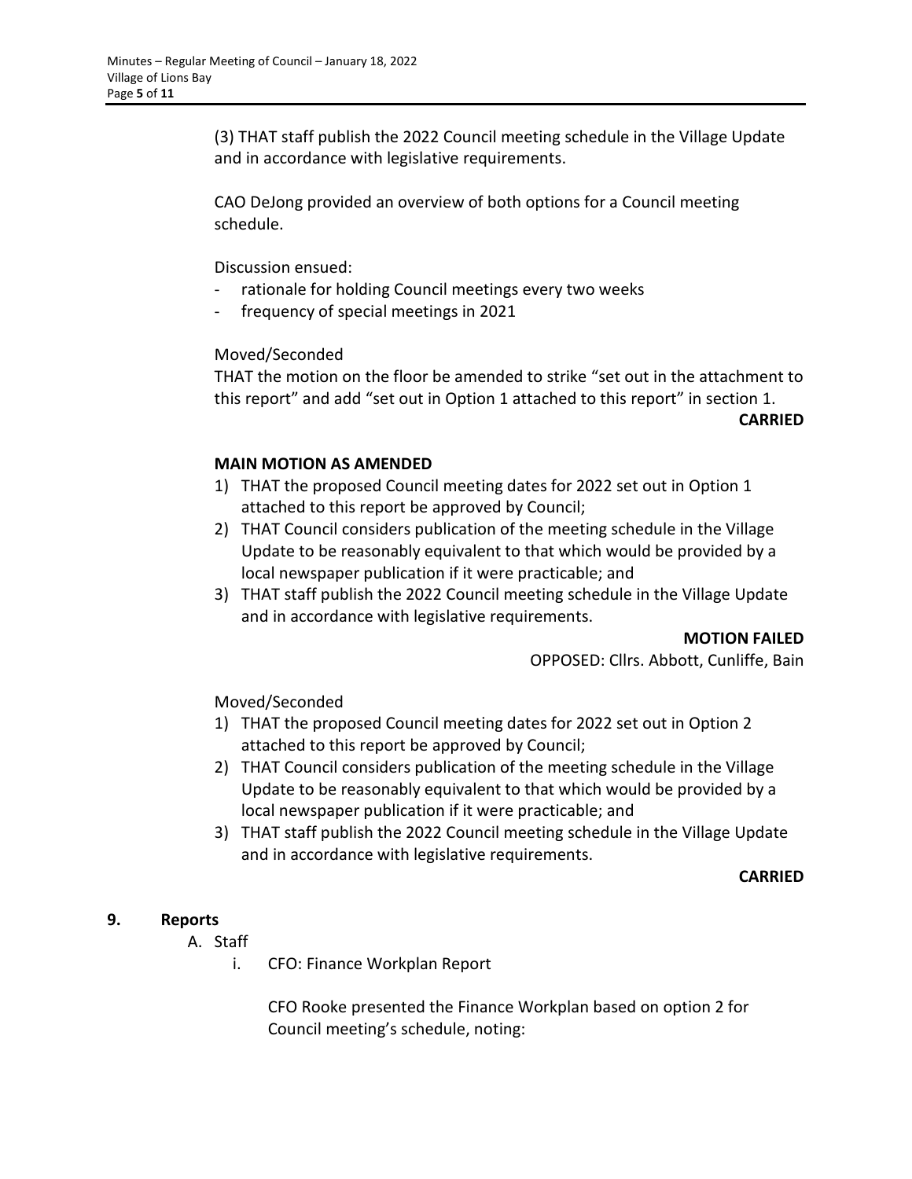(3) THAT staff publish the 2022 Council meeting schedule in the Village Update and in accordance with legislative requirements.

CAO DeJong provided an overview of both options for a Council meeting schedule.

Discussion ensued:

- rationale for holding Council meetings every two weeks
- frequency of special meetings in 2021

Moved/Seconded
THAT the motion on the floor be amended to strike "set out in the attachment to this report" and add "set out in Option 1 attached to this report" in section 1.

**CARRIED**

**MAIN MOTION AS AMENDED**

1) THAT the proposed Council meeting dates for 2022 set out in Option 1 attached to this report be approved by Council;
2) THAT Council considers publication of the meeting schedule in the Village Update to be reasonably equivalent to that which would be provided by a local newspaper publication if it were practicable; and
3) THAT staff publish the 2022 Council meeting schedule in the Village Update and in accordance with legislative requirements.

**MOTION FAILED**
OPPOSED: Cllrs. Abbott, Cunliffe, Bain

Moved/Seconded

1) THAT the proposed Council meeting dates for 2022 set out in Option 2 attached to this report be approved by Council;
2) THAT Council considers publication of the meeting schedule in the Village Update to be reasonably equivalent to that which would be provided by a local newspaper publication if it were practicable; and
3) THAT staff publish the 2022 Council meeting schedule in the Village Update and in accordance with legislative requirements.

**CARRIED**

## 9. Reports

A. Staff

i. CFO: Finance Workplan Report

CFO Rooke presented the Finance Workplan based on option 2 for Council meeting's schedule, noting: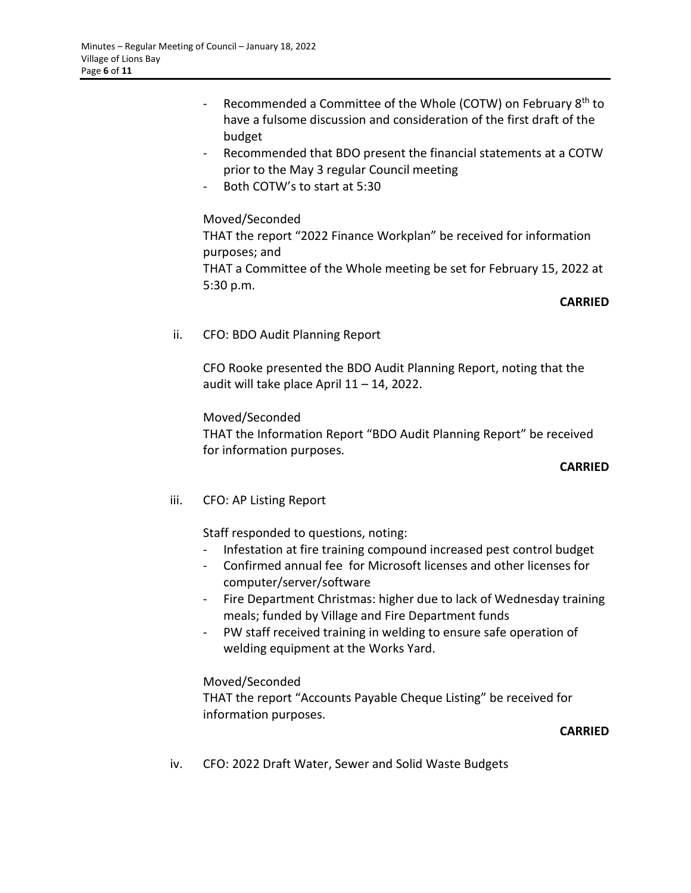- Recommended a Committee of the Whole (COTW) on February 8th to have a fulsome discussion and consideration of the first draft of the budget
- Recommended that BDO present the financial statements at a COTW prior to the May 3 regular Council meeting
- Both COTW's to start at 5:30

Moved/Seconded
THAT the report "2022 Finance Workplan" be received for information purposes; and
THAT a Committee of the Whole meeting be set for February 15, 2022 at 5:30 p.m.

**CARRIED**

ii. CFO: BDO Audit Planning Report

CFO Rooke presented the BDO Audit Planning Report, noting that the audit will take place April 11 – 14, 2022.

Moved/Seconded
THAT the Information Report "BDO Audit Planning Report" be received for information purposes.

**CARRIED**

iii. CFO: AP Listing Report

Staff responded to questions, noting:

- Infestation at fire training compound increased pest control budget
- Confirmed annual fee for Microsoft licenses and other licenses for computer/server/software
- Fire Department Christmas: higher due to lack of Wednesday training meals; funded by Village and Fire Department funds
- PW staff received training in welding to ensure safe operation of welding equipment at the Works Yard.

Moved/Seconded
THAT the report "Accounts Payable Cheque Listing" be received for information purposes.

**CARRIED**

iv. CFO: 2022 Draft Water, Sewer and Solid Waste Budgets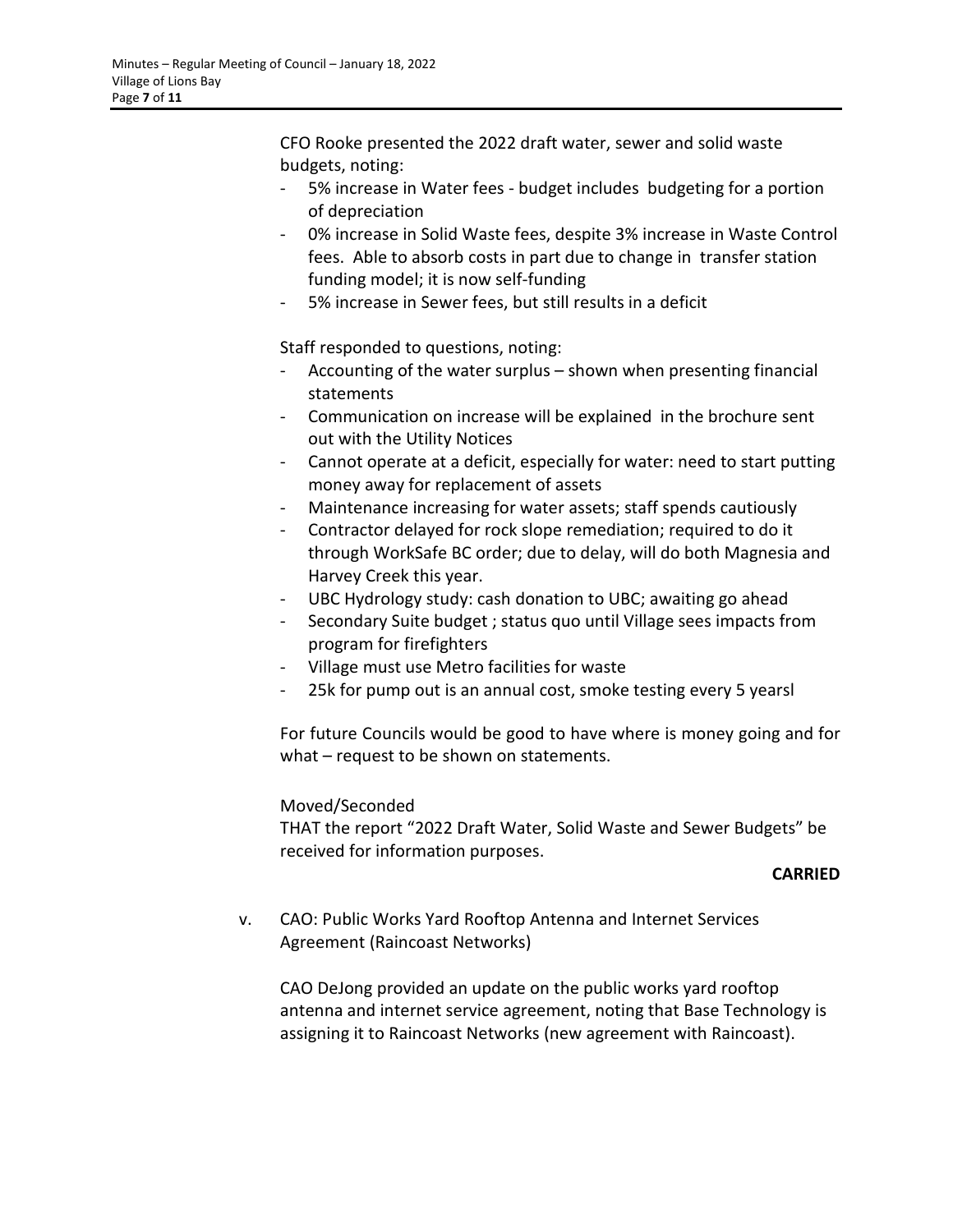CFO Rooke presented the 2022 draft water, sewer and solid waste budgets, noting:

- 5% increase in Water fees - budget includes budgeting for a portion of depreciation
- 0% increase in Solid Waste fees, despite 3% increase in Waste Control fees. Able to absorb costs in part due to change in transfer station funding model; it is now self-funding
- 5% increase in Sewer fees, but still results in a deficit

Staff responded to questions, noting:

- Accounting of the water surplus – shown when presenting financial statements
- Communication on increase will be explained in the brochure sent out with the Utility Notices
- Cannot operate at a deficit, especially for water: need to start putting money away for replacement of assets
- Maintenance increasing for water assets; staff spends cautiously
- Contractor delayed for rock slope remediation; required to do it through WorkSafe BC order; due to delay, will do both Magnesia and Harvey Creek this year.
- UBC Hydrology study: cash donation to UBC; awaiting go ahead
- Secondary Suite budget ; status quo until Village sees impacts from program for firefighters
- Village must use Metro facilities for waste
- 25k for pump out is an annual cost, smoke testing every 5 yearsl

For future Councils would be good to have where is money going and for what – request to be shown on statements.

Moved/Seconded
THAT the report "2022 Draft Water, Solid Waste and Sewer Budgets" be received for information purposes.

**CARRIED**

v. CAO: Public Works Yard Rooftop Antenna and Internet Services Agreement (Raincoast Networks)

CAO DeJong provided an update on the public works yard rooftop antenna and internet service agreement, noting that Base Technology is assigning it to Raincoast Networks (new agreement with Raincoast).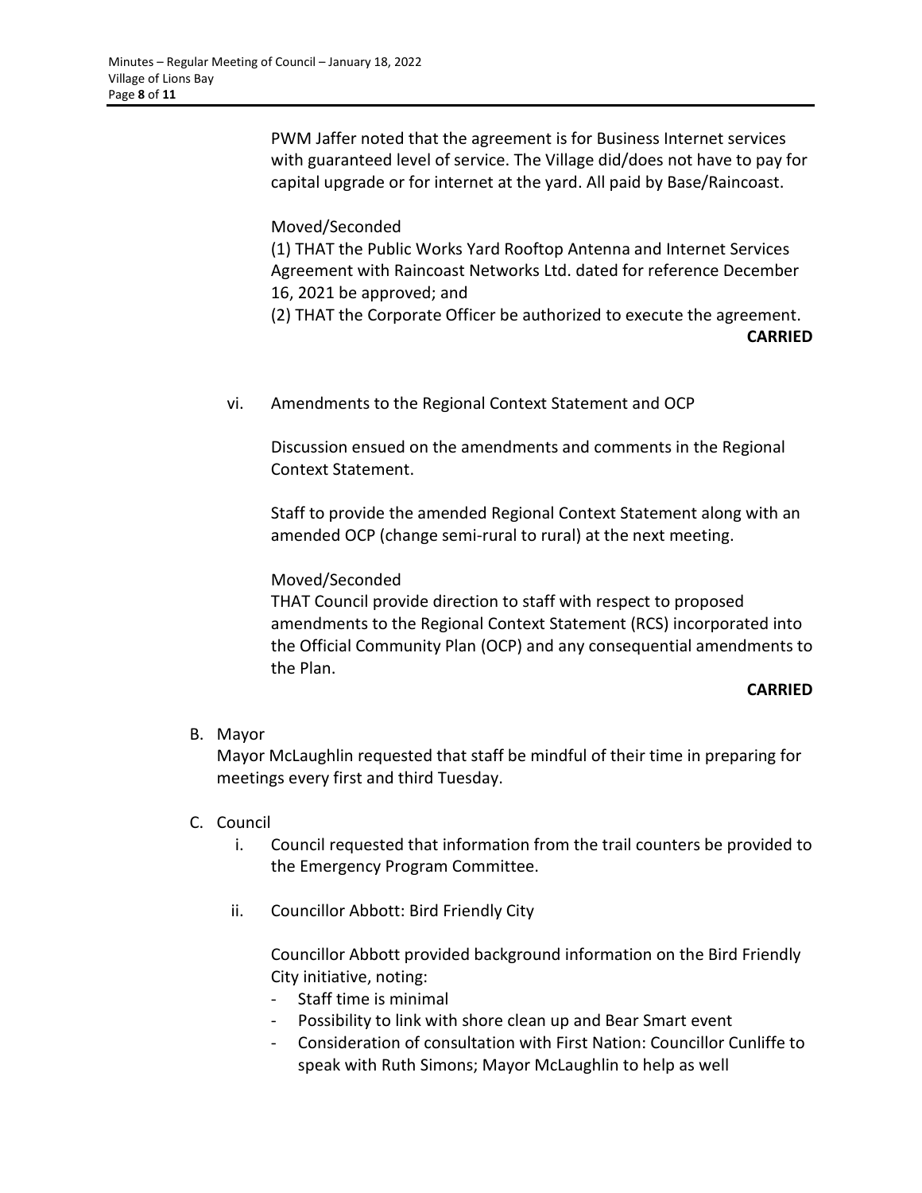PWM Jaffer noted that the agreement is for Business Internet services with guaranteed level of service. The Village did/does not have to pay for capital upgrade or for internet at the yard. All paid by Base/Raincoast.

Moved/Seconded
(1) THAT the Public Works Yard Rooftop Antenna and Internet Services Agreement with Raincoast Networks Ltd. dated for reference December 16, 2021 be approved; and
(2) THAT the Corporate Officer be authorized to execute the agreement.

**CARRIED**

vi. Amendments to the Regional Context Statement and OCP

Discussion ensued on the amendments and comments in the Regional Context Statement.

Staff to provide the amended Regional Context Statement along with an amended OCP (change semi-rural to rural) at the next meeting.

Moved/Seconded
THAT Council provide direction to staff with respect to proposed amendments to the Regional Context Statement (RCS) incorporated into the Official Community Plan (OCP) and any consequential amendments to the Plan.

**CARRIED**

B. Mayor
Mayor McLaughlin requested that staff be mindful of their time in preparing for meetings every first and third Tuesday.

C. Council

i. Council requested that information from the trail counters be provided to the Emergency Program Committee.

ii. Councillor Abbott: Bird Friendly City

Councillor Abbott provided background information on the Bird Friendly City initiative, noting:

- Staff time is minimal
- Possibility to link with shore clean up and Bear Smart event
- Consideration of consultation with First Nation: Councillor Cunliffe to speak with Ruth Simons; Mayor McLaughlin to help as well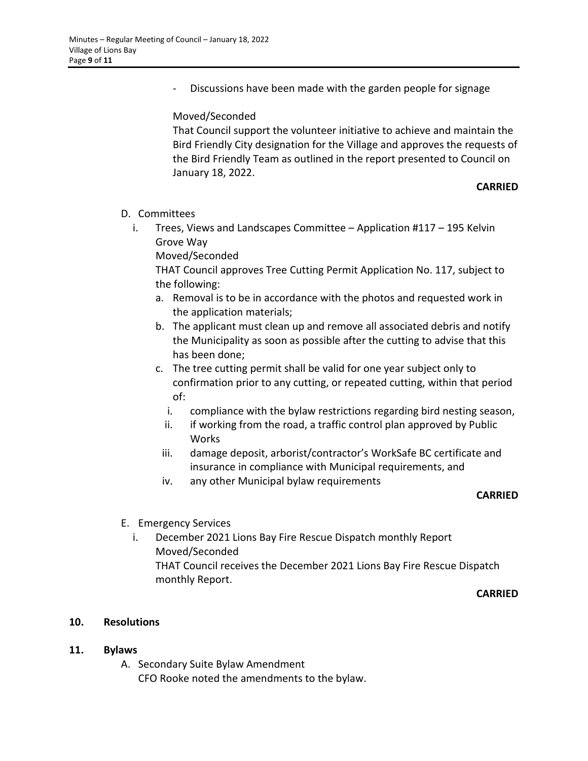- Discussions have been made with the garden people for signage

Moved/Seconded
That Council support the volunteer initiative to achieve and maintain the Bird Friendly City designation for the Village and approves the requests of the Bird Friendly Team as outlined in the report presented to Council on January 18, 2022.

**CARRIED**

D. Committees
   i. Trees, Views and Landscapes Committee – Application #117 – 195 Kelvin Grove Way
      Moved/Seconded
      THAT Council approves Tree Cutting Permit Application No. 117, subject to the following:
      a. Removal is to be in accordance with the photos and requested work in the application materials;
      b. The applicant must clean up and remove all associated debris and notify the Municipality as soon as possible after the cutting to advise that this has been done;
      c. The tree cutting permit shall be valid for one year subject only to confirmation prior to any cutting, or repeated cutting, within that period of:
         i. compliance with the bylaw restrictions regarding bird nesting season,
         ii. if working from the road, a traffic control plan approved by Public Works
         iii. damage deposit, arborist/contractor's WorkSafe BC certificate and insurance in compliance with Municipal requirements, and
         iv. any other Municipal bylaw requirements

**CARRIED**

E. Emergency Services
   i. December 2021 Lions Bay Fire Rescue Dispatch monthly Report
      Moved/Seconded
      THAT Council receives the December 2021 Lions Bay Fire Rescue Dispatch monthly Report.

**CARRIED**

## 10. Resolutions

## 11. Bylaws

A. Secondary Suite Bylaw Amendment
   CFO Rooke noted the amendments to the bylaw.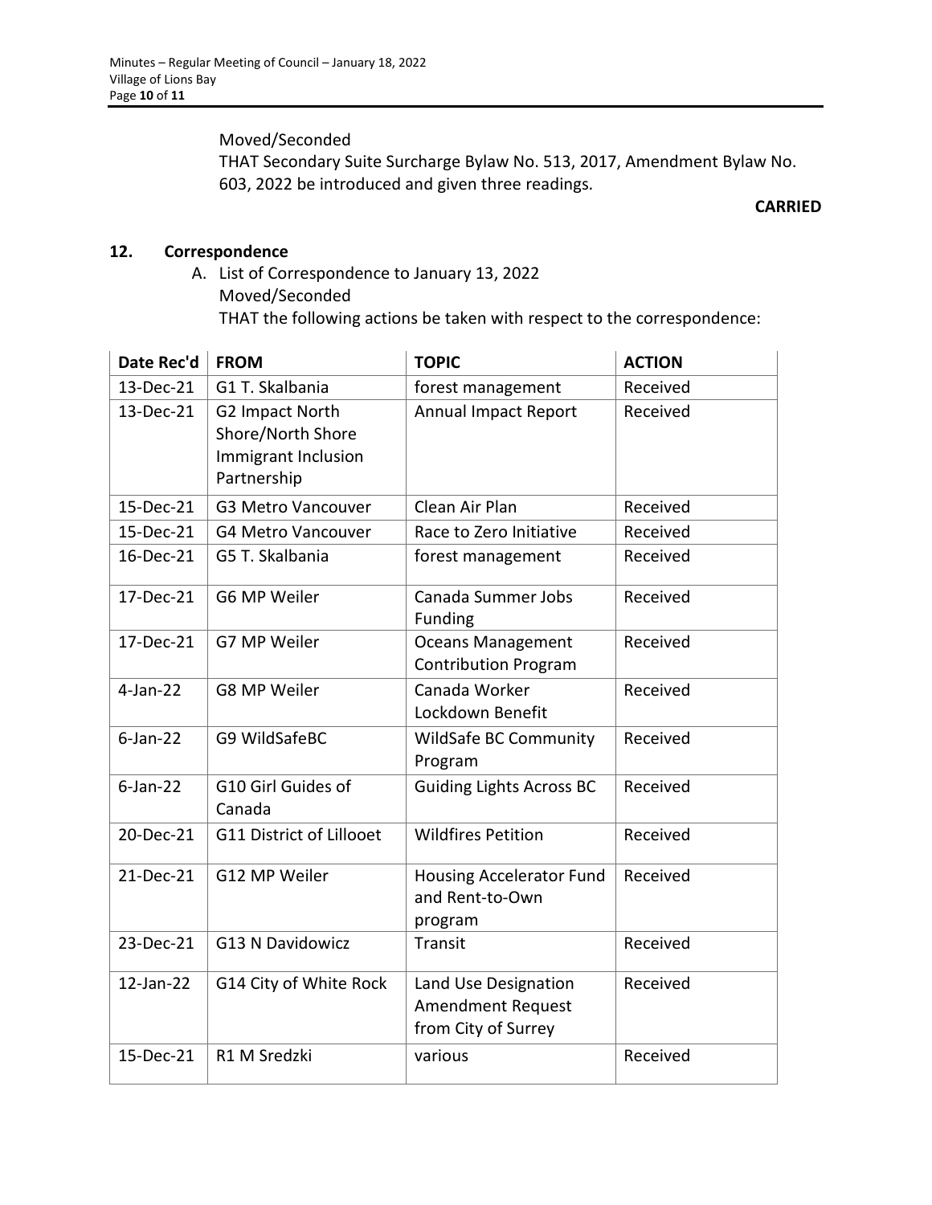Moved/Seconded
THAT Secondary Suite Surcharge Bylaw No. 513, 2017, Amendment Bylaw No. 603, 2022 be introduced and given three readings.

**CARRIED**

## 12. Correspondence

A. List of Correspondence to January 13, 2022
Moved/Seconded
THAT the following actions be taken with respect to the correspondence:

| Date Rec'd | FROM | TOPIC | ACTION |
|---|---|---|---|
| 13-Dec-21 | G1 T. Skalbania | forest management | Received |
| 13-Dec-21 | G2 Impact North Shore/North Shore Immigrant Inclusion Partnership | Annual Impact Report | Received |
| 15-Dec-21 | G3 Metro Vancouver | Clean Air Plan | Received |
| 15-Dec-21 | G4 Metro Vancouver | Race to Zero Initiative | Received |
| 16-Dec-21 | G5 T. Skalbania | forest management | Received |
| 17-Dec-21 | G6 MP Weiler | Canada Summer Jobs Funding | Received |
| 17-Dec-21 | G7 MP Weiler | Oceans Management Contribution Program | Received |
| 4-Jan-22 | G8 MP Weiler | Canada Worker Lockdown Benefit | Received |
| 6-Jan-22 | G9 WildSafeBC | WildSafe BC Community Program | Received |
| 6-Jan-22 | G10 Girl Guides of Canada | Guiding Lights Across BC | Received |
| 20-Dec-21 | G11 District of Lillooet | Wildfires Petition | Received |
| 21-Dec-21 | G12 MP Weiler | Housing Accelerator Fund and Rent-to-Own program | Received |
| 23-Dec-21 | G13 N Davidowicz | Transit | Received |
| 12-Jan-22 | G14 City of White Rock | Land Use Designation Amendment Request from City of Surrey | Received |
| 15-Dec-21 | R1 M Sredzki | various | Received |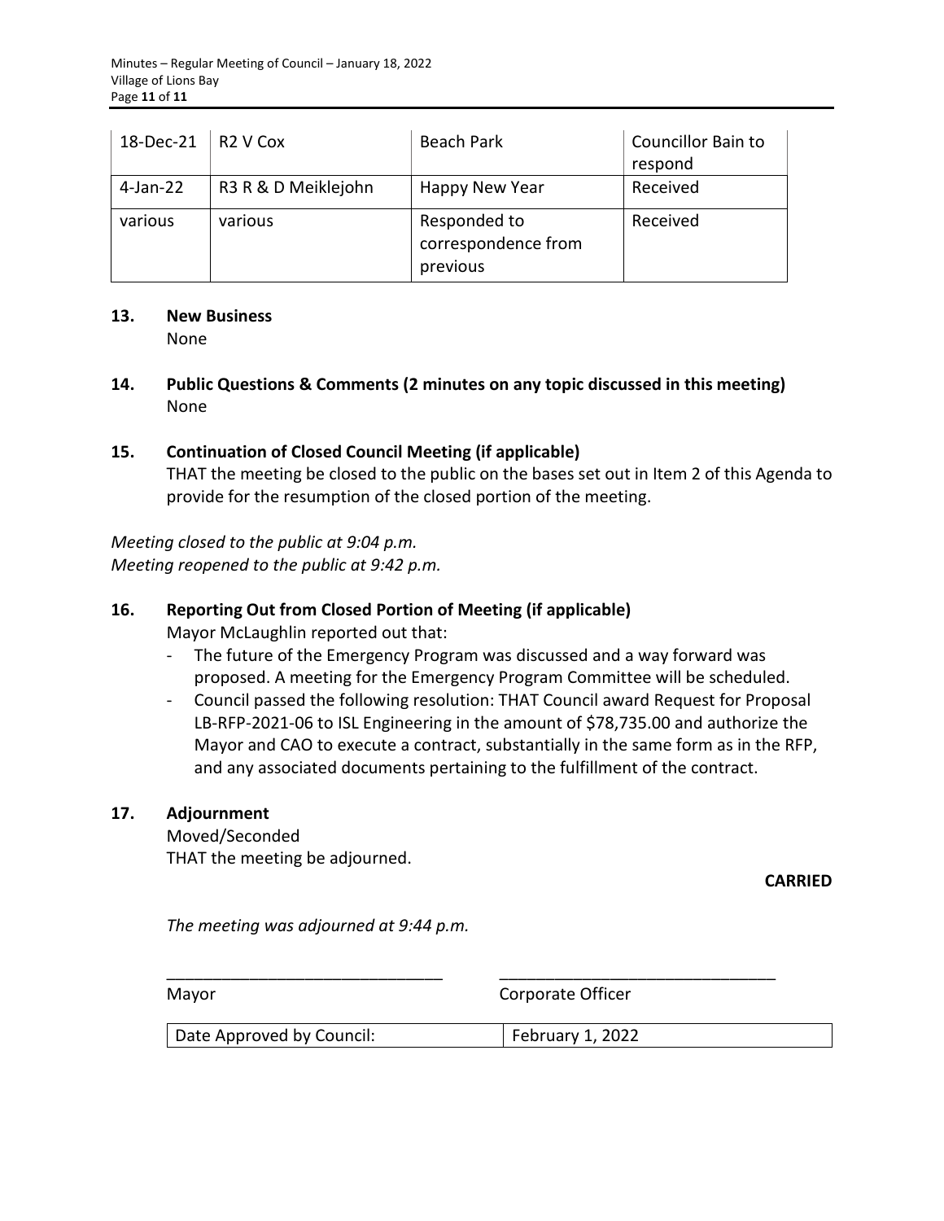| | | | |
|---|---|---|---|
| 18-Dec-21 | R2 V Cox | Beach Park | Councillor Bain to respond |
| 4-Jan-22 | R3 R & D Meiklejohn | Happy New Year | Received |
| various | various | Responded to correspondence from previous | Received |

**13. New Business**

None

**14. Public Questions & Comments (2 minutes on any topic discussed in this meeting)**

None

**15. Continuation of Closed Council Meeting (if applicable)**

THAT the meeting be closed to the public on the bases set out in Item 2 of this Agenda to provide for the resumption of the closed portion of the meeting.

*Meeting closed to the public at 9:04 p.m.*
*Meeting reopened to the public at 9:42 p.m.*

**16. Reporting Out from Closed Portion of Meeting (if applicable)**

Mayor McLaughlin reported out that:

- The future of the Emergency Program was discussed and a way forward was proposed. A meeting for the Emergency Program Committee will be scheduled.
- Council passed the following resolution: THAT Council award Request for Proposal LB-RFP-2021-06 to ISL Engineering in the amount of $78,735.00 and authorize the Mayor and CAO to execute a contract, substantially in the same form as in the RFP, and any associated documents pertaining to the fulfillment of the contract.

**17. Adjournment**

Moved/Seconded
THAT the meeting be adjourned.

**CARRIED**

*The meeting was adjourned at 9:44 p.m.*

______________________________ ______________________________
Mayor Corporate Officer

| | |
|---|---|
| Date Approved by Council: | February 1, 2022 |